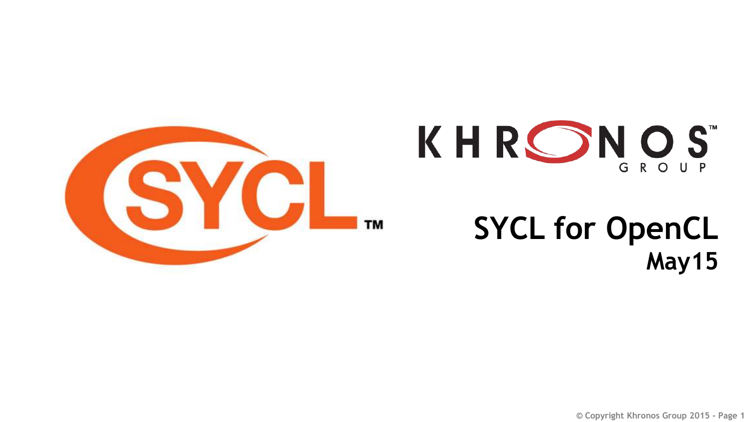# SYCL for OpenCL

**May15**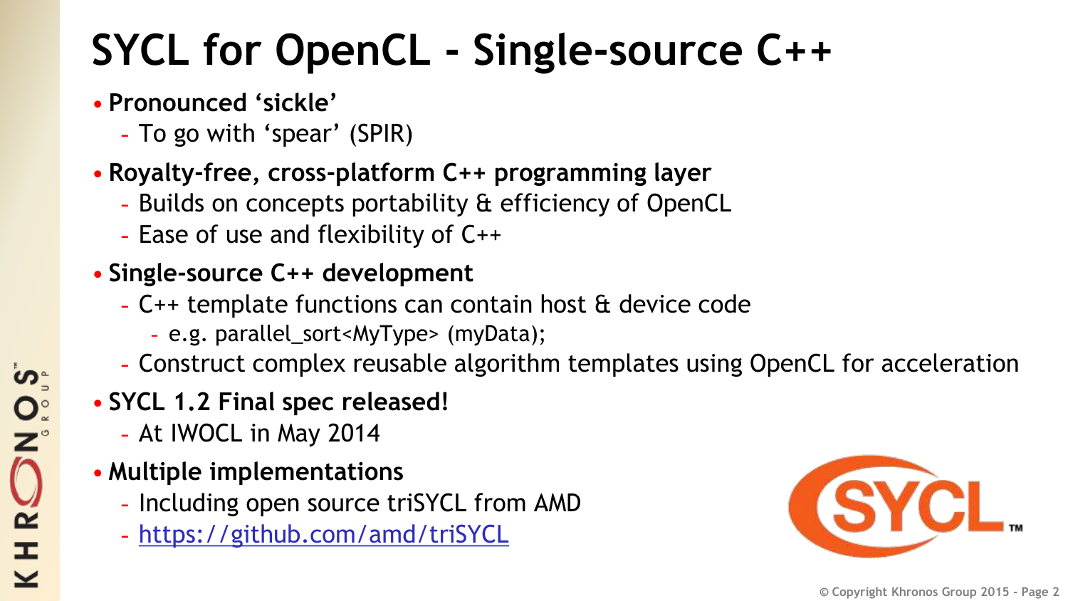# SYCL for OpenCL - Single-source C++

- **Pronounced 'sickle'**
  - To go with 'spear' (SPIR)
- **Royalty-free, cross-platform C++ programming layer**
  - Builds on concepts portability & efficiency of OpenCL
  - Ease of use and flexibility of C++
- **Single-source C++ development**
  - C++ template functions can contain host & device code
    - e.g. parallel_sort<MyType> (myData);
  - Construct complex reusable algorithm templates using OpenCL for acceleration
- **SYCL 1.2 Final spec released!**
  - At IWOCL in May 2014
- **Multiple implementations**
  - Including open source triSYCL from AMD
  - [https://github.com/amd/triSYCL](https://github.com/amd/triSYCL)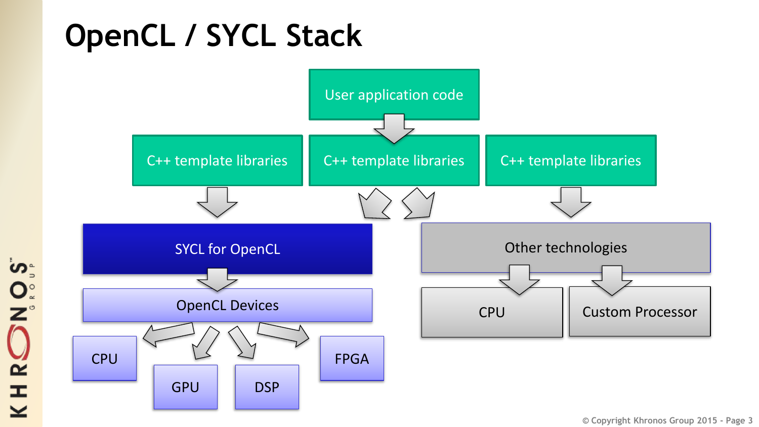# OpenCL / SYCL Stack

User application code

C++ template libraries | C++ template libraries | C++ template libraries

SYCL for OpenCL

OpenCL Devices

CPU | GPU | DSP | FPGA

Other technologies

CPU | Custom Processor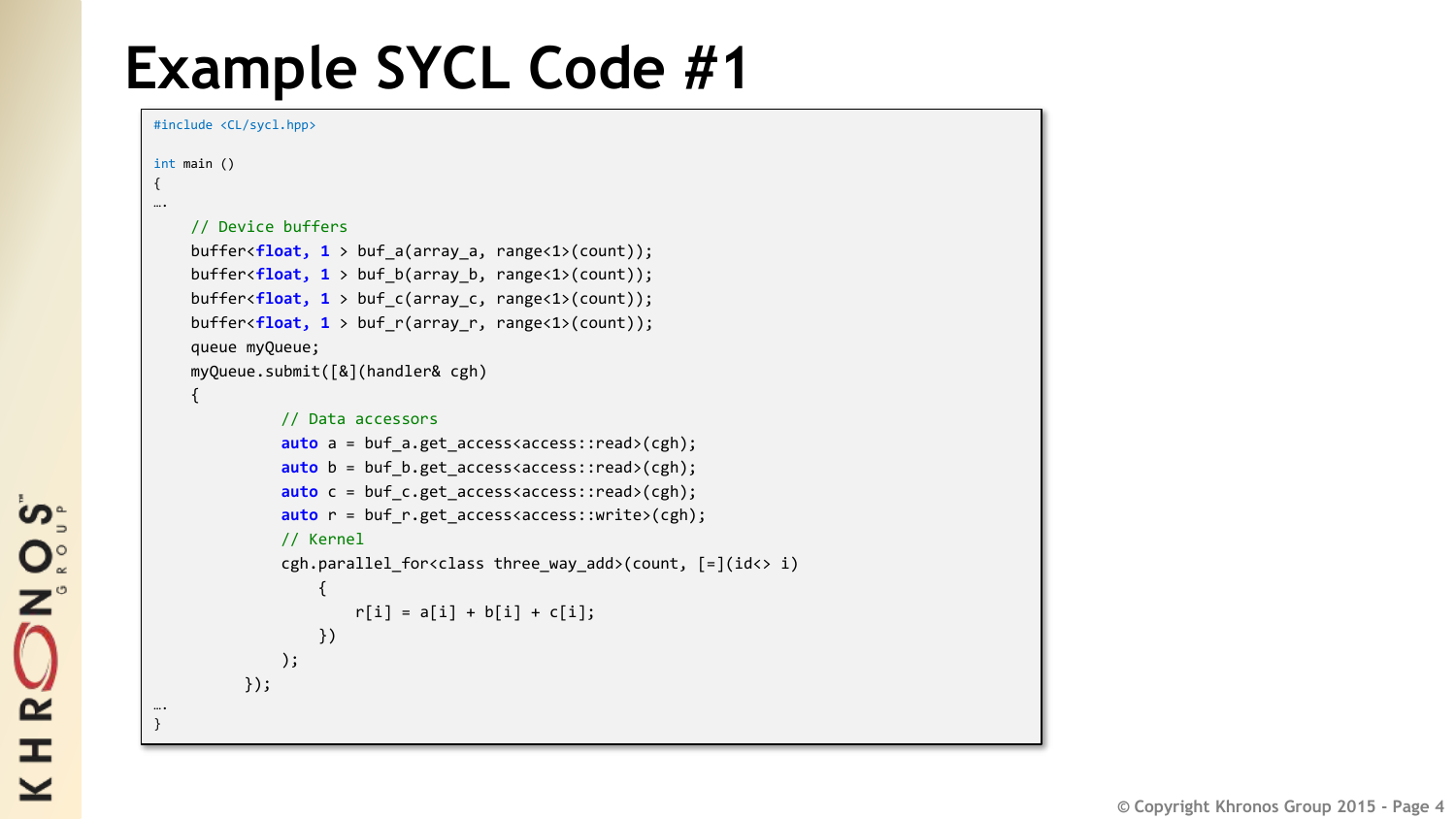# Example SYCL Code #1

```
#include <CL/sycl.hpp>

int main ()
{
….
    // Device buffers
    buffer<float, 1 > buf_a(array_a, range<1>(count));
    buffer<float, 1 > buf_b(array_b, range<1>(count));
    buffer<float, 1 > buf_c(array_c, range<1>(count));
    buffer<float, 1 > buf_r(array_r, range<1>(count));
    queue myQueue;
    myQueue.submit([&](handler& cgh)
    {
            // Data accessors
            auto a = buf_a.get_access<access::read>(cgh);
            auto b = buf_b.get_access<access::read>(cgh);
            auto c = buf_c.get_access<access::read>(cgh);
            auto r = buf_r.get_access<access::write>(cgh);
            // Kernel
            cgh.parallel_for<class three_way_add>(count, [=](id<> i)
                {
                    r[i] = a[i] + b[i] + c[i];
                })
            );
        });
….
}
```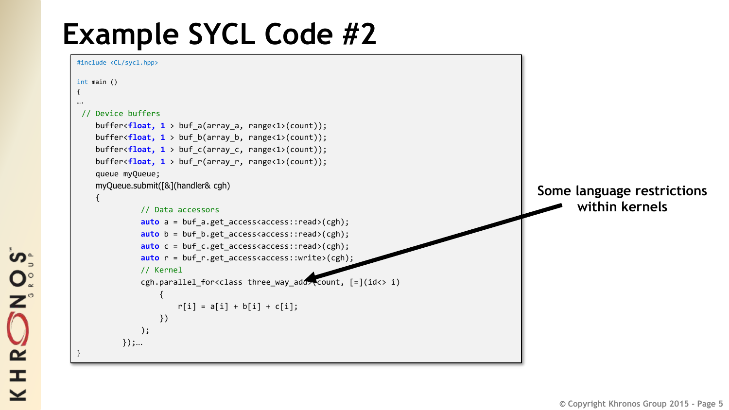# Example SYCL Code #2

```
#include <CL/sycl.hpp>

int main ()
{
….
 // Device buffers
    buffer<float, 1 > buf_a(array_a, range<1>(count));
    buffer<float, 1 > buf_b(array_b, range<1>(count));
    buffer<float, 1 > buf_c(array_c, range<1>(count));
    buffer<float, 1 > buf_r(array_r, range<1>(count));
    queue myQueue;
    myQueue.submit([&](handler& cgh)
    {
            // Data accessors
            auto a = buf_a.get_access<access::read>(cgh);
            auto b = buf_b.get_access<access::read>(cgh);
            auto c = buf_c.get_access<access::read>(cgh);
            auto r = buf_r.get_access<access::write>(cgh);
            // Kernel
            cgh.parallel_for<class three_way_add>(count, [=](id<> i)
                {
                    r[i] = a[i] + b[i] + c[i];
                })
            );
        });….
}
```

**Some language restrictions within kernels**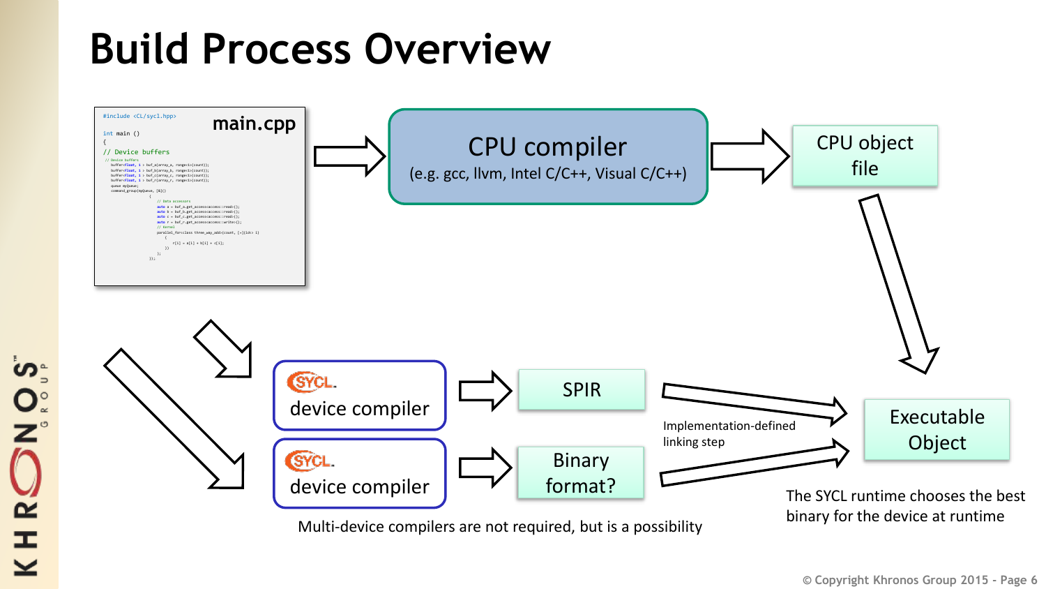# Build Process Overview

**main.cpp**

```
#include <CL/sycl.hpp>

int main ()
{
// Device buffers
```

CPU compiler
(e.g. gcc, llvm, Intel C/C++, Visual C/C++)

CPU object file

SYCL device compiler

SPIR

SYCL device compiler

Binary format?

Implementation-defined linking step

Executable Object

The SYCL runtime chooses the best binary for the device at runtime

Multi-device compilers are not required, but is a possibility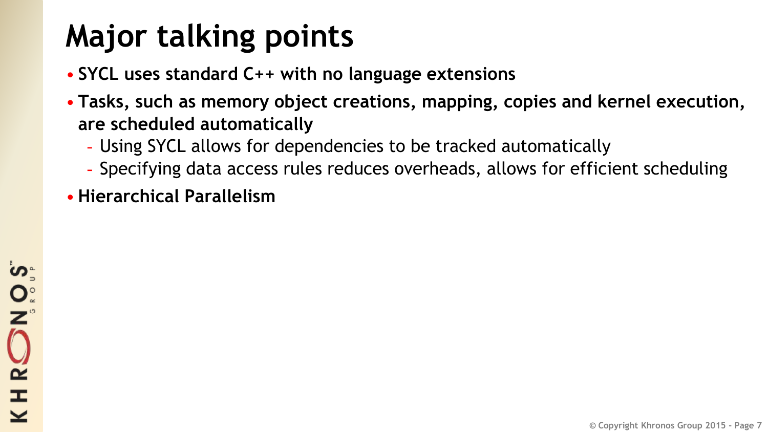# Major talking points

- **SYCL uses standard C++ with no language extensions**
- **Tasks, such as memory object creations, mapping, copies and kernel execution, are scheduled automatically**
  - Using SYCL allows for dependencies to be tracked automatically
  - Specifying data access rules reduces overheads, allows for efficient scheduling
- **Hierarchical Parallelism**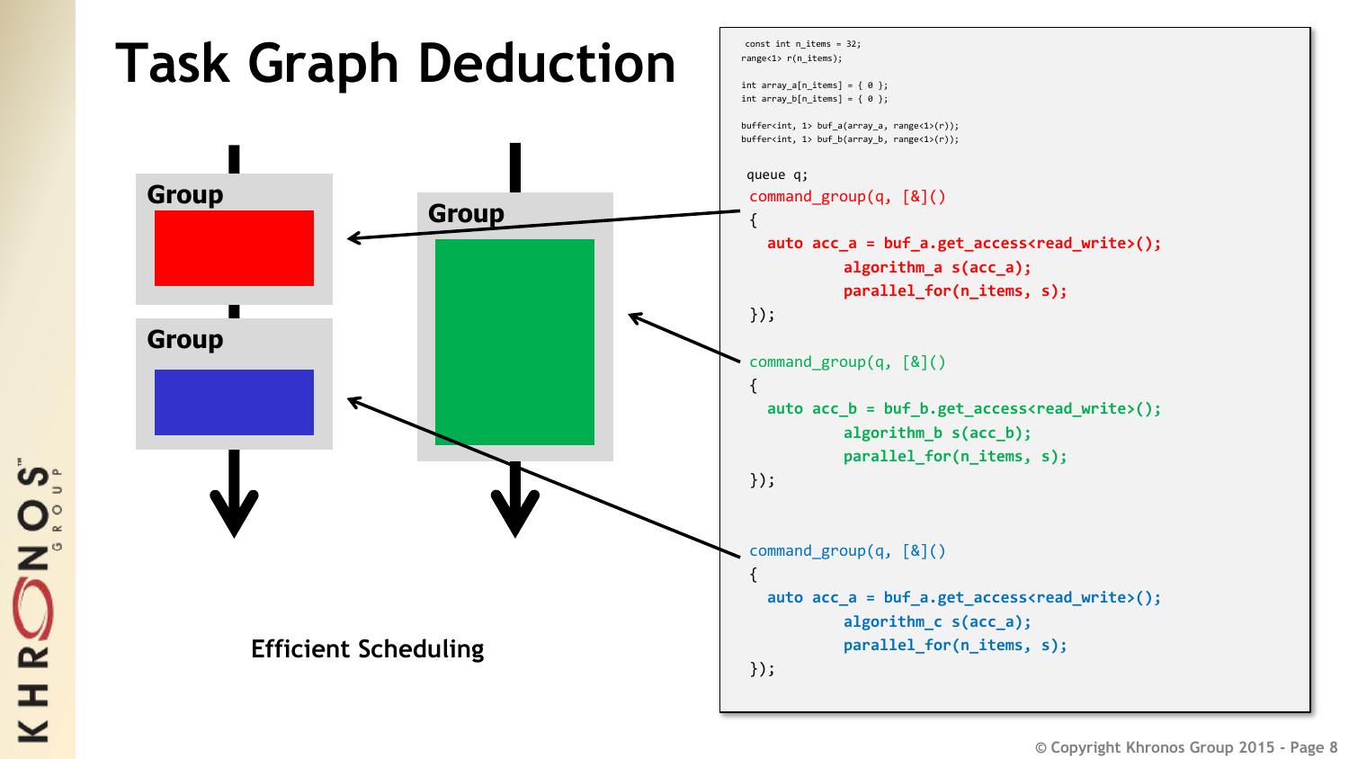# Task Graph Deduction

Group

Group

Group

Efficient Scheduling

```
const int n_items = 32;
range<1> r(n_items);

int array_a[n_items] = { 0 };
int array_b[n_items] = { 0 };

buffer<int, 1> buf_a(array_a, range<1>(r));
buffer<int, 1> buf_b(array_b, range<1>(r));

queue q;
command_group(q, [&]()
{
  auto acc_a = buf_a.get_access<read_write>();
          algorithm_a s(acc_a);
          parallel_for(n_items, s);
});

command_group(q, [&]()
{
  auto acc_b = buf_b.get_access<read_write>();
          algorithm_b s(acc_b);
          parallel_for(n_items, s);
});


command_group(q, [&]()
{
  auto acc_a = buf_a.get_access<read_write>();
          algorithm_c s(acc_a);
          parallel_for(n_items, s);
});
```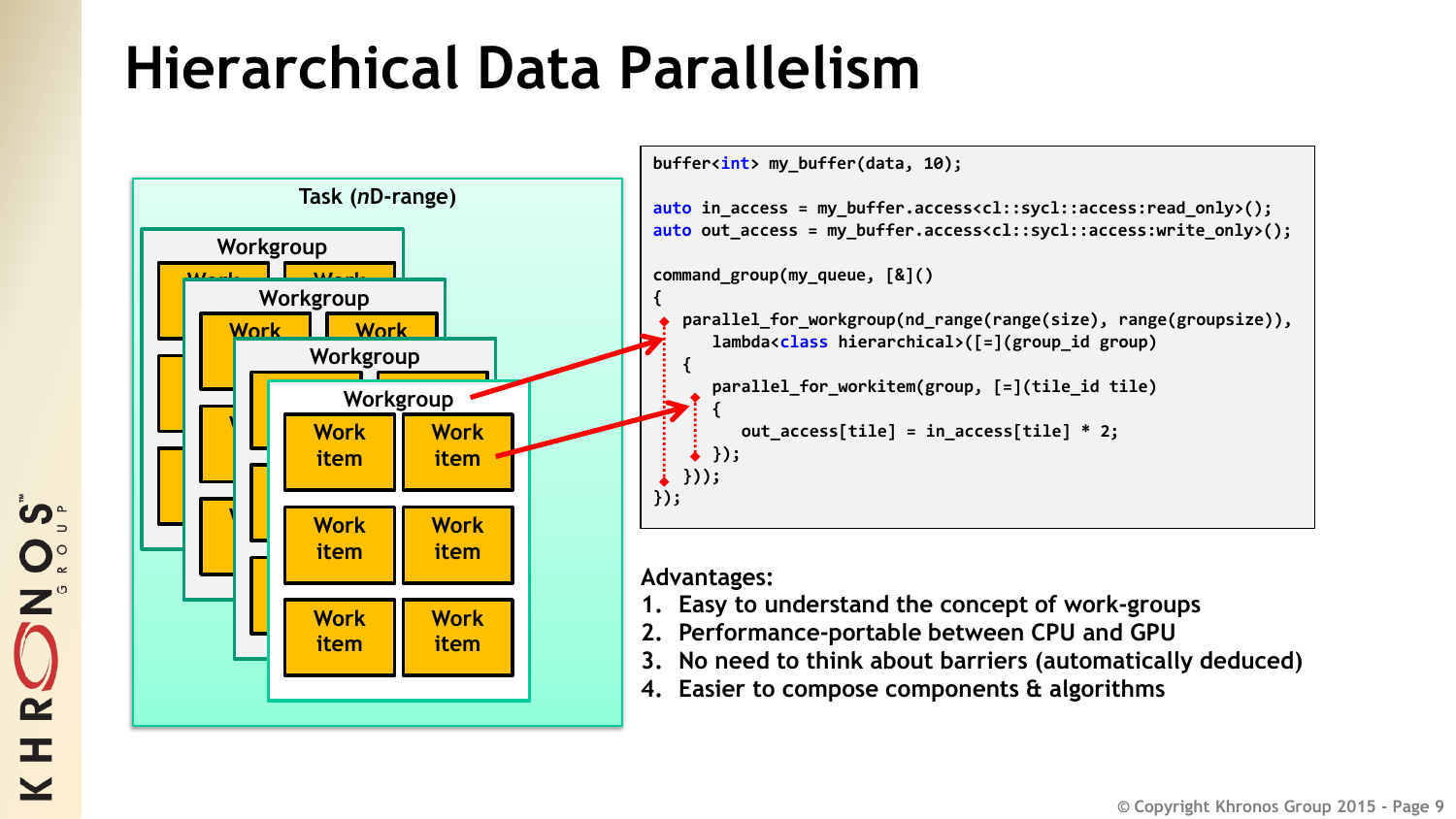# Hierarchical Data Parallelism

Task (*n*D-range)

Workgroup

Workgroup

Workgroup

Workgroup

| | |
|---|---|
| Work item | Work item |
| Work item | Work item |
| Work item | Work item |

```
buffer<int> my_buffer(data, 10);

auto in_access = my_buffer.access<cl::sycl::access:read_only>();
auto out_access = my_buffer.access<cl::sycl::access:write_only>();

command_group(my_queue, [&]()
{
  parallel_for_workgroup(nd_range(range(size), range(groupsize)),
    lambda<class hierarchical>([=](group_id group)
  {
    parallel_for_workitem(group, [=](tile_id tile)
    {
      out_access[tile] = in_access[tile] * 2;
    });
  }));
});
```

Advantages:

1. Easy to understand the concept of work-groups
2. Performance-portable between CPU and GPU
3. No need to think about barriers (automatically deduced)
4. Easier to compose components & algorithms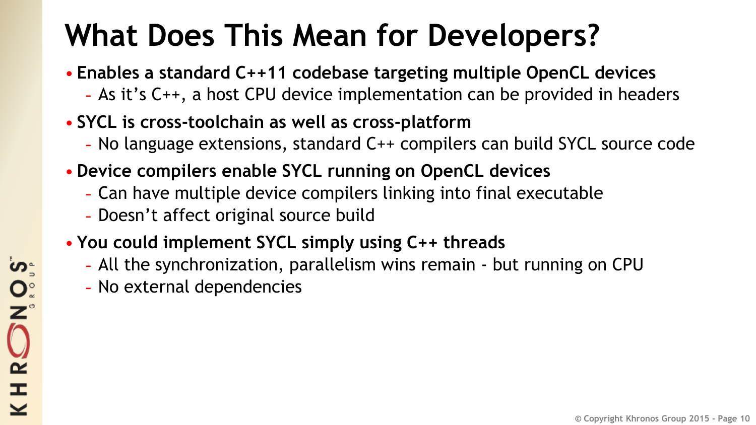# What Does This Mean for Developers?

- **Enables a standard C++11 codebase targeting multiple OpenCL devices**
  - As it's C++, a host CPU device implementation can be provided in headers
- **SYCL is cross-toolchain as well as cross-platform**
  - No language extensions, standard C++ compilers can build SYCL source code
- **Device compilers enable SYCL running on OpenCL devices**
  - Can have multiple device compilers linking into final executable
  - Doesn't affect original source build
- **You could implement SYCL simply using C++ threads**
  - All the synchronization, parallelism wins remain - but running on CPU
  - No external dependencies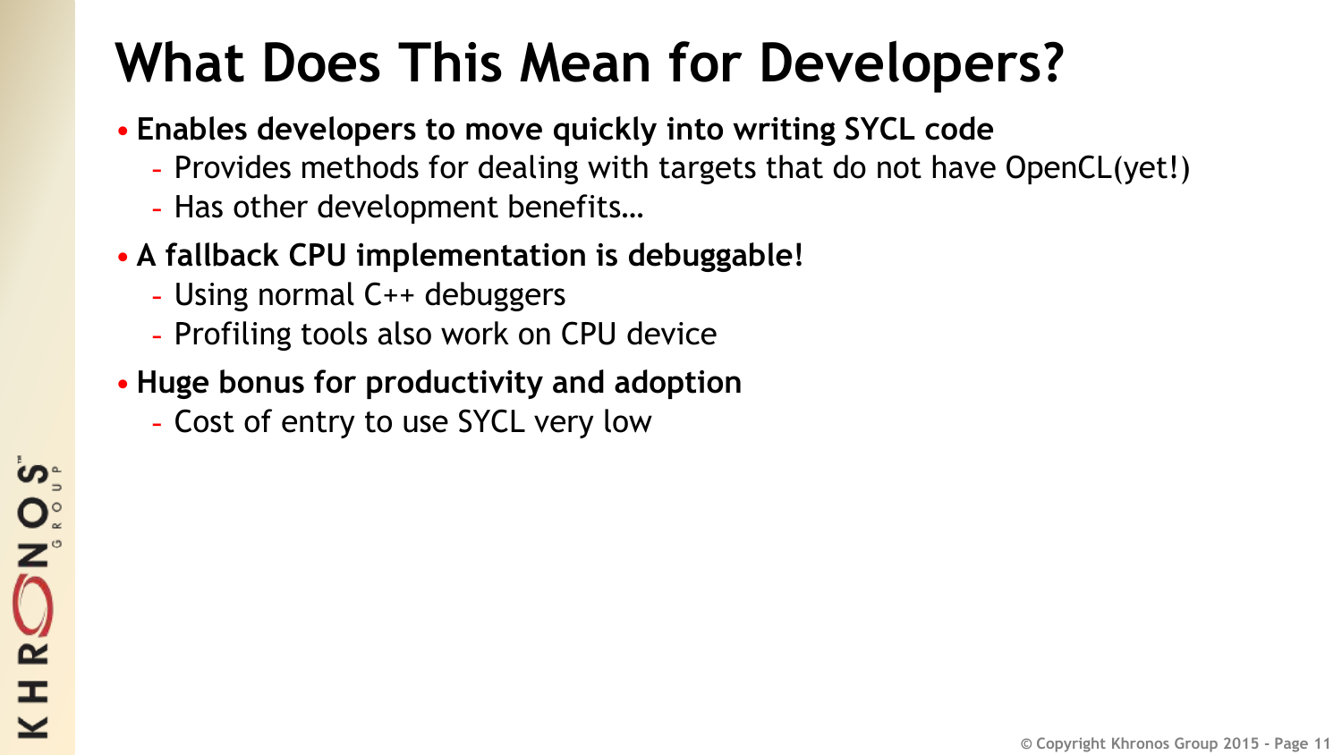# What Does This Mean for Developers?

- **Enables developers to move quickly into writing SYCL code**
  - Provides methods for dealing with targets that do not have OpenCL(yet!)
  - Has other development benefits…
- **A fallback CPU implementation is debuggable!**
  - Using normal C++ debuggers
  - Profiling tools also work on CPU device
- **Huge bonus for productivity and adoption**
  - Cost of entry to use SYCL very low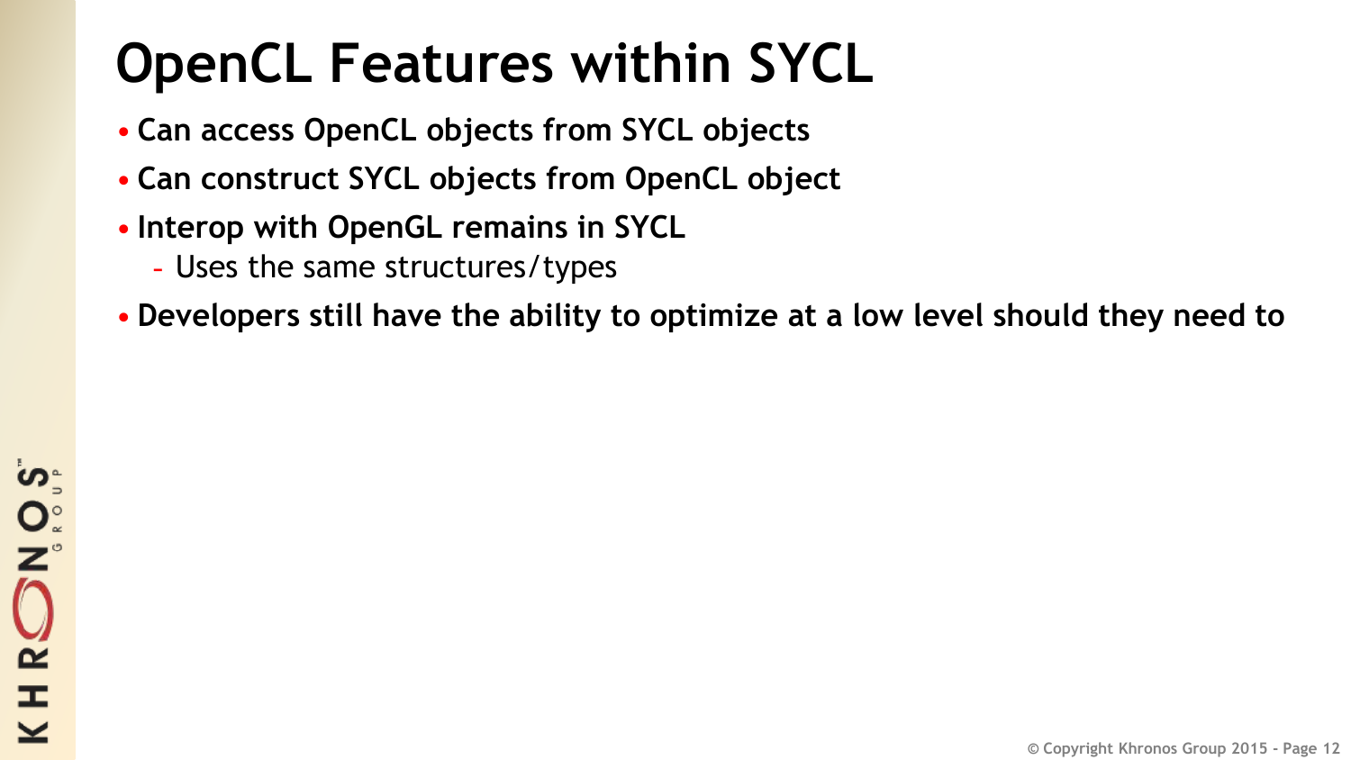# OpenCL Features within SYCL

- **Can access OpenCL objects from SYCL objects**
- **Can construct SYCL objects from OpenCL object**
- **Interop with OpenGL remains in SYCL**
  - Uses the same structures/types
- **Developers still have the ability to optimize at a low level should they need to**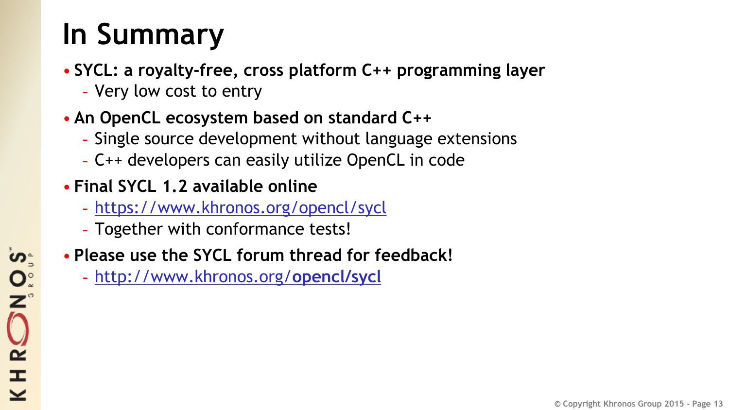# In Summary

- **SYCL: a royalty-free, cross platform C++ programming layer**
  - Very low cost to entry
- **An OpenCL ecosystem based on standard C++**
  - Single source development without language extensions
  - C++ developers can easily utilize OpenCL in code
- **Final SYCL 1.2 available online**
  - https://www.khronos.org/opencl/sycl
  - Together with conformance tests!
- **Please use the SYCL forum thread for feedback!**
  - http://www.khronos.org/**opencl/sycl**